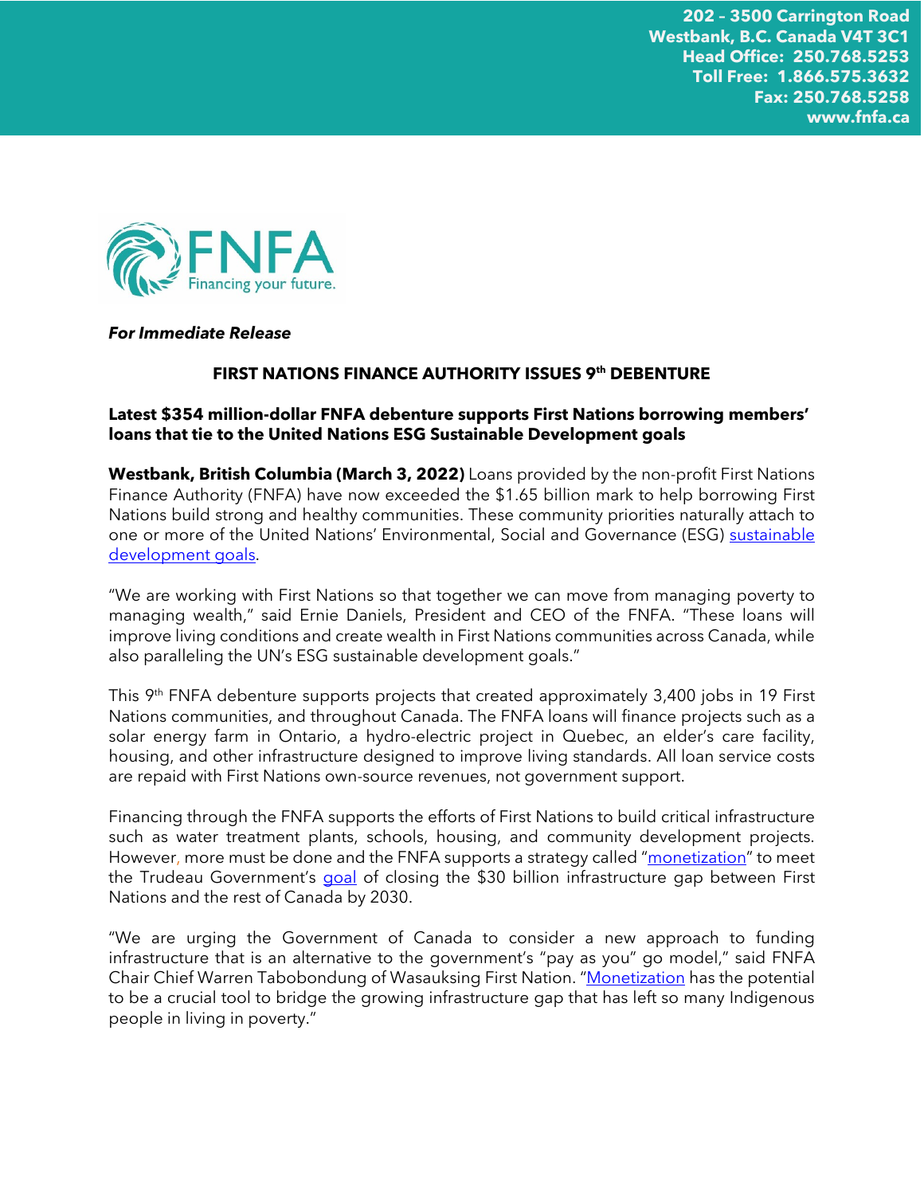202 – 3500 Carrington Road
Westbank, B.C. Canada V4T 3C1
Head Office: 250.768.5253
Toll Free: 1.866.575.3632
Fax: 250.768.5258
www.fnfa.ca

FNFA
Financing your future.

***For Immediate Release***

## FIRST NATIONS FINANCE AUTHORITY ISSUES 9th DEBENTURE

### Latest $354 million-dollar FNFA debenture supports First Nations borrowing members' loans that tie to the United Nations ESG Sustainable Development goals

**Westbank, British Columbia (March 3, 2022)** Loans provided by the non-profit First Nations Finance Authority (FNFA) have now exceeded the $1.65 billion mark to help borrowing First Nations build strong and healthy communities. These community priorities naturally attach to one or more of the United Nations' Environmental, Social and Governance (ESG) sustainable development goals.

"We are working with First Nations so that together we can move from managing poverty to managing wealth," said Ernie Daniels, President and CEO of the FNFA. "These loans will improve living conditions and create wealth in First Nations communities across Canada, while also paralleling the UN's ESG sustainable development goals."

This 9th FNFA debenture supports projects that created approximately 3,400 jobs in 19 First Nations communities, and throughout Canada. The FNFA loans will finance projects such as a solar energy farm in Ontario, a hydro-electric project in Quebec, an elder's care facility, housing, and other infrastructure designed to improve living standards. All loan service costs are repaid with First Nations own-source revenues, not government support.

Financing through the FNFA supports the efforts of First Nations to build critical infrastructure such as water treatment plants, schools, housing, and community development projects. However, more must be done and the FNFA supports a strategy called "monetization" to meet the Trudeau Government's goal of closing the $30 billion infrastructure gap between First Nations and the rest of Canada by 2030.

"We are urging the Government of Canada to consider a new approach to funding infrastructure that is an alternative to the government's "pay as you" go model," said FNFA Chair Chief Warren Tabobondung of Wasauksing First Nation. "Monetization has the potential to be a crucial tool to bridge the growing infrastructure gap that has left so many Indigenous people in living in poverty."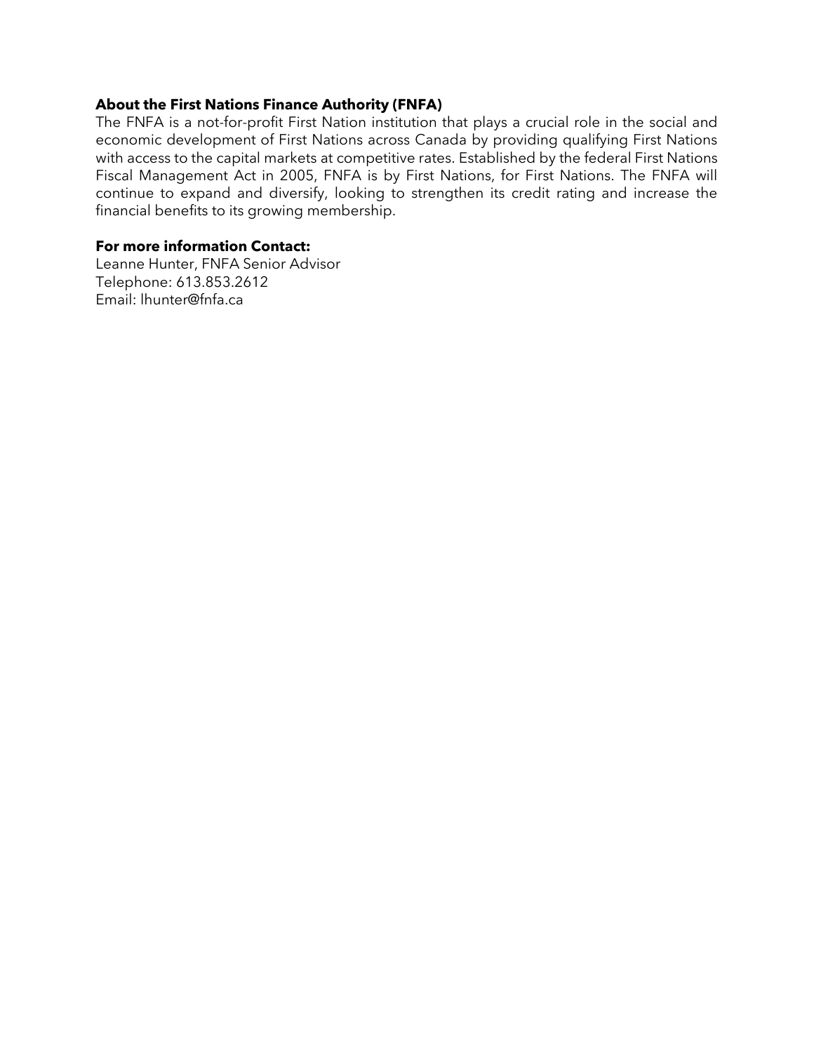**About the First Nations Finance Authority (FNFA)**

The FNFA is a not-for-profit First Nation institution that plays a crucial role in the social and economic development of First Nations across Canada by providing qualifying First Nations with access to the capital markets at competitive rates. Established by the federal First Nations Fiscal Management Act in 2005, FNFA is by First Nations, for First Nations. The FNFA will continue to expand and diversify, looking to strengthen its credit rating and increase the financial benefits to its growing membership.

**For more information Contact:**

Leanne Hunter, FNFA Senior Advisor
Telephone: 613.853.2612
Email: lhunter@fnfa.ca